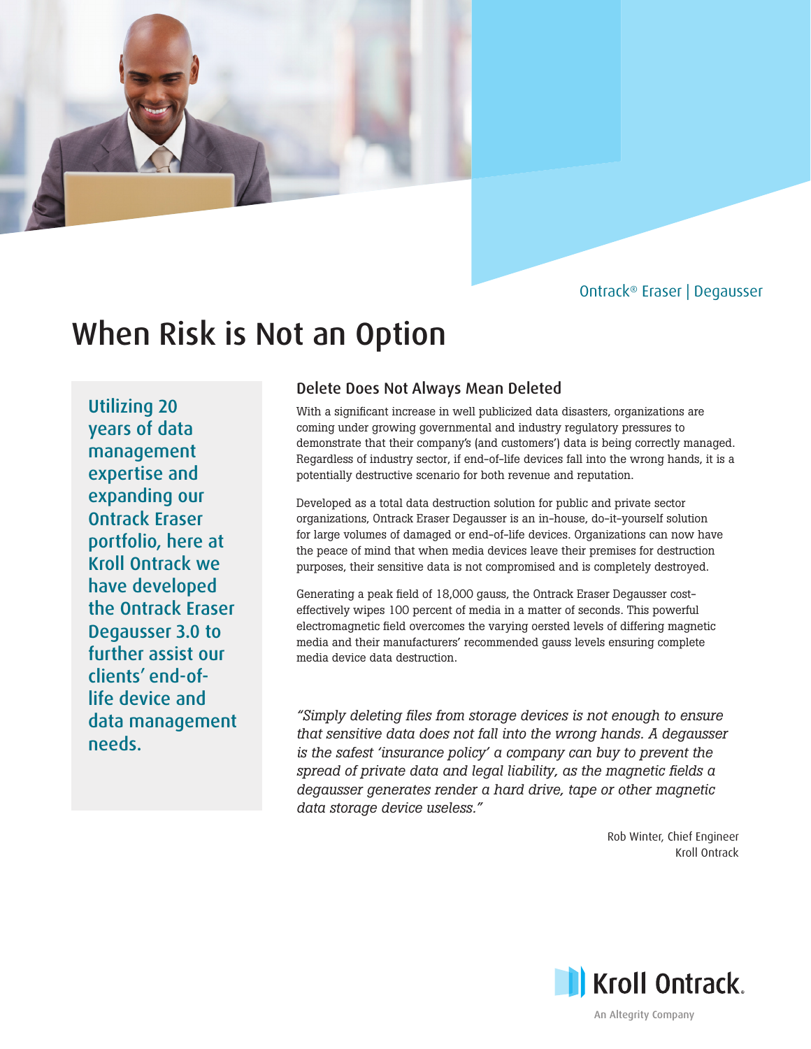Ontrack® Eraser | Degausser

# When Risk is Not an Option

Utilizing 20 years of data management expertise and expanding our Ontrack Eraser portfolio, here at Kroll Ontrack we have developed the Ontrack Eraser Degausser 3.0 to further assist our clients' end-of-life device and data management needs.

## Delete Does Not Always Mean Deleted

With a significant increase in well publicized data disasters, organizations are coming under growing governmental and industry regulatory pressures to demonstrate that their company's (and customers') data is being correctly managed. Regardless of industry sector, if end-of-life devices fall into the wrong hands, it is a potentially destructive scenario for both revenue and reputation.

Developed as a total data destruction solution for public and private sector organizations, Ontrack Eraser Degausser is an in-house, do-it-yourself solution for large volumes of damaged or end-of-life devices. Organizations can now have the peace of mind that when media devices leave their premises for destruction purposes, their sensitive data is not compromised and is completely destroyed.

Generating a peak field of 18,000 gauss, the Ontrack Eraser Degausser cost-effectively wipes 100 percent of media in a matter of seconds. This powerful electromagnetic field overcomes the varying oersted levels of differing magnetic media and their manufacturers' recommended gauss levels ensuring complete media device data destruction.

*"Simply deleting files from storage devices is not enough to ensure that sensitive data does not fall into the wrong hands. A degausser is the safest 'insurance policy' a company can buy to prevent the spread of private data and legal liability, as the magnetic fields a degausser generates render a hard drive, tape or other magnetic data storage device useless."*

Rob Winter, Chief Engineer
Kroll Ontrack

Kroll Ontrack.
An Altegrity Company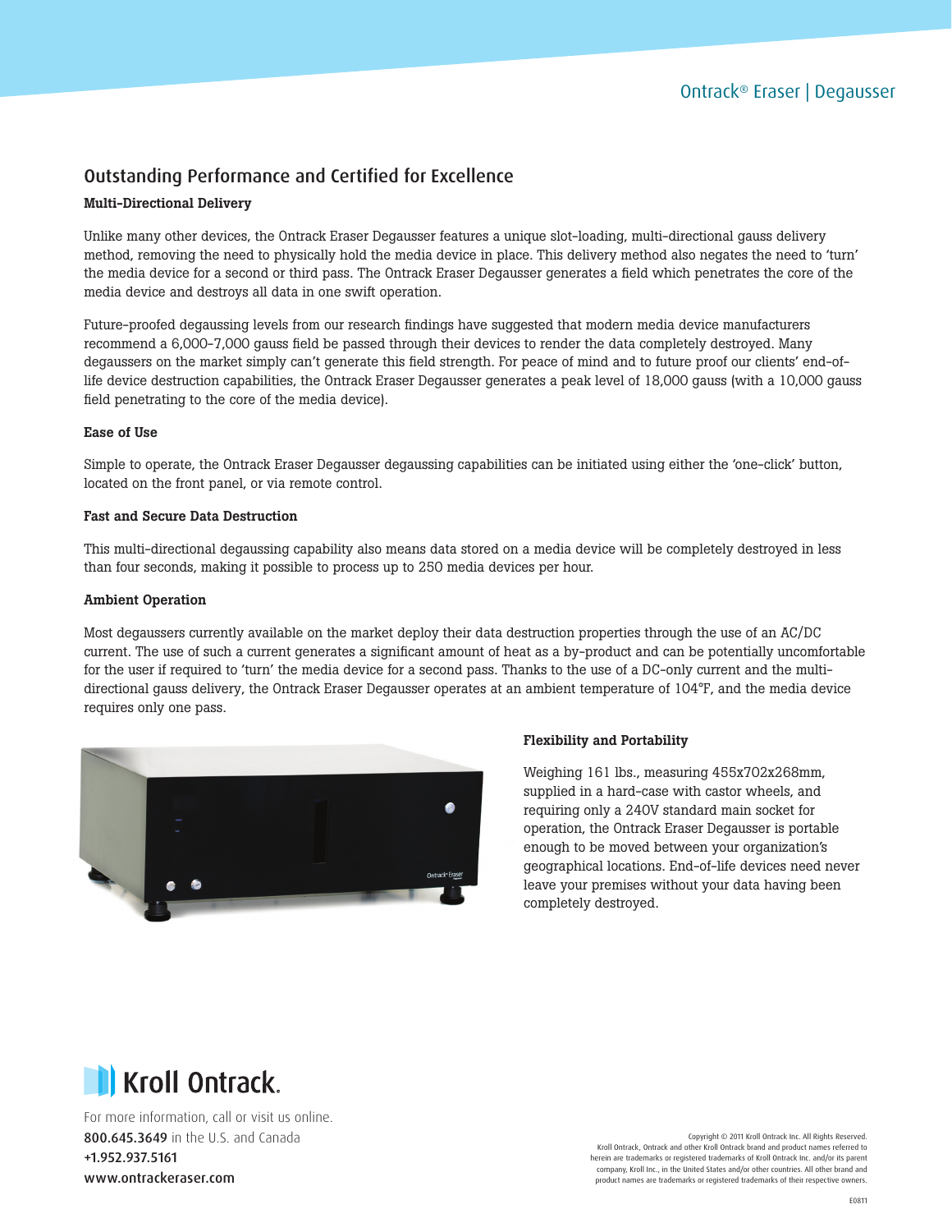## Outstanding Performance and Certified for Excellence

### Multi-Directional Delivery

Unlike many other devices, the Ontrack Eraser Degausser features a unique slot-loading, multi-directional gauss delivery method, removing the need to physically hold the media device in place. This delivery method also negates the need to 'turn' the media device for a second or third pass. The Ontrack Eraser Degausser generates a field which penetrates the core of the media device and destroys all data in one swift operation.

Future-proofed degaussing levels from our research findings have suggested that modern media device manufacturers recommend a 6,000-7,000 gauss field be passed through their devices to render the data completely destroyed. Many degaussers on the market simply can't generate this field strength. For peace of mind and to future proof our clients' end-of-life device destruction capabilities, the Ontrack Eraser Degausser generates a peak level of 18,000 gauss (with a 10,000 gauss field penetrating to the core of the media device).

### Ease of Use

Simple to operate, the Ontrack Eraser Degausser degaussing capabilities can be initiated using either the 'one-click' button, located on the front panel, or via remote control.

### Fast and Secure Data Destruction

This multi-directional degaussing capability also means data stored on a media device will be completely destroyed in less than four seconds, making it possible to process up to 250 media devices per hour.

### Ambient Operation

Most degaussers currently available on the market deploy their data destruction properties through the use of an AC/DC current. The use of such a current generates a significant amount of heat as a by-product and can be potentially uncomfortable for the user if required to 'turn' the media device for a second pass. Thanks to the use of a DC-only current and the multi-directional gauss delivery, the Ontrack Eraser Degausser operates at an ambient temperature of 104°F, and the media device requires only one pass.

### Flexibility and Portability

Weighing 161 lbs., measuring 455x702x268mm, supplied in a hard-case with castor wheels, and requiring only a 240V standard main socket for operation, the Ontrack Eraser Degausser is portable enough to be moved between your organization's geographical locations. End-of-life devices need never leave your premises without your data having been completely destroyed.

**Kroll Ontrack.**

For more information, call or visit us online.
**800.645.3649** in the U.S. and Canada
**+1.952.937.5161**
**www.ontrackeraser.com**

Copyright © 2011 Kroll Ontrack Inc. All Rights Reserved.
Kroll Ontrack, Ontrack and other Kroll Ontrack brand and product names referred to herein are trademarks or registered trademarks of Kroll Ontrack Inc. and/or its parent company, Kroll Inc., in the United States and/or other countries. All other brand and product names are trademarks or registered trademarks of their respective owners.

E0811